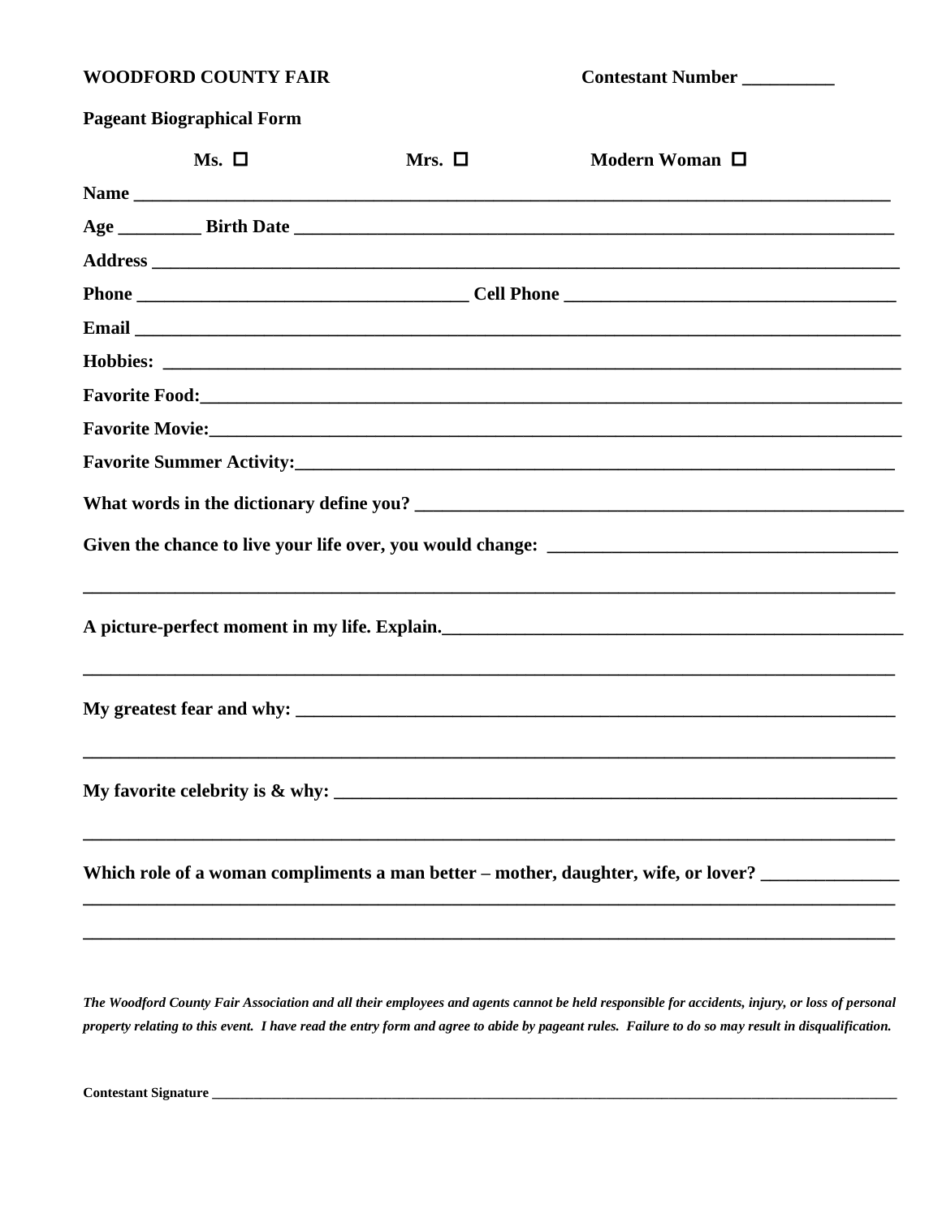**WOODFORD COUNTY FAIR** **Contestant Number __________**

**Pageant Biographical Form**

**Ms.** ☐ **Mrs.** ☐ **Modern Woman** ☐

**Name** ______________________________________________________________________________

**Age** _________ **Birth Date** _________________________________________________________________

**Address** ____________________________________________________________________________

**Phone** ___________________________________ **Cell Phone** ___________________________________

**Email** ______________________________________________________________________________

**Hobbies:** ____________________________________________________________________________

**Favorite Food:**__________________________________________________________________________

**Favorite Movie:**_________________________________________________________________________

**Favorite Summer Activity:**_________________________________________________________________

**What words in the dictionary define you?** _____________________________________________________

**Given the chance to live your life over, you would change:** ____________________________________

_______________________________________________________________________________________

**A picture-perfect moment in my life. Explain.**_________________________________________________

_______________________________________________________________________________________

**My greatest fear and why:** _________________________________________________________________

_______________________________________________________________________________________

**My favorite celebrity is & why:** _____________________________________________________________

_______________________________________________________________________________________

**Which role of a woman compliments a man better – mother, daughter, wife, or lover?** ______________

_______________________________________________________________________________________

_______________________________________________________________________________________

***The Woodford County Fair Association and all their employees and agents cannot be held responsible for accidents, injury, or loss of personal property relating to this event. I have read the entry form and agree to abide by pageant rules. Failure to do so may result in disqualification.***

**Contestant Signature** ________________________________________________________________________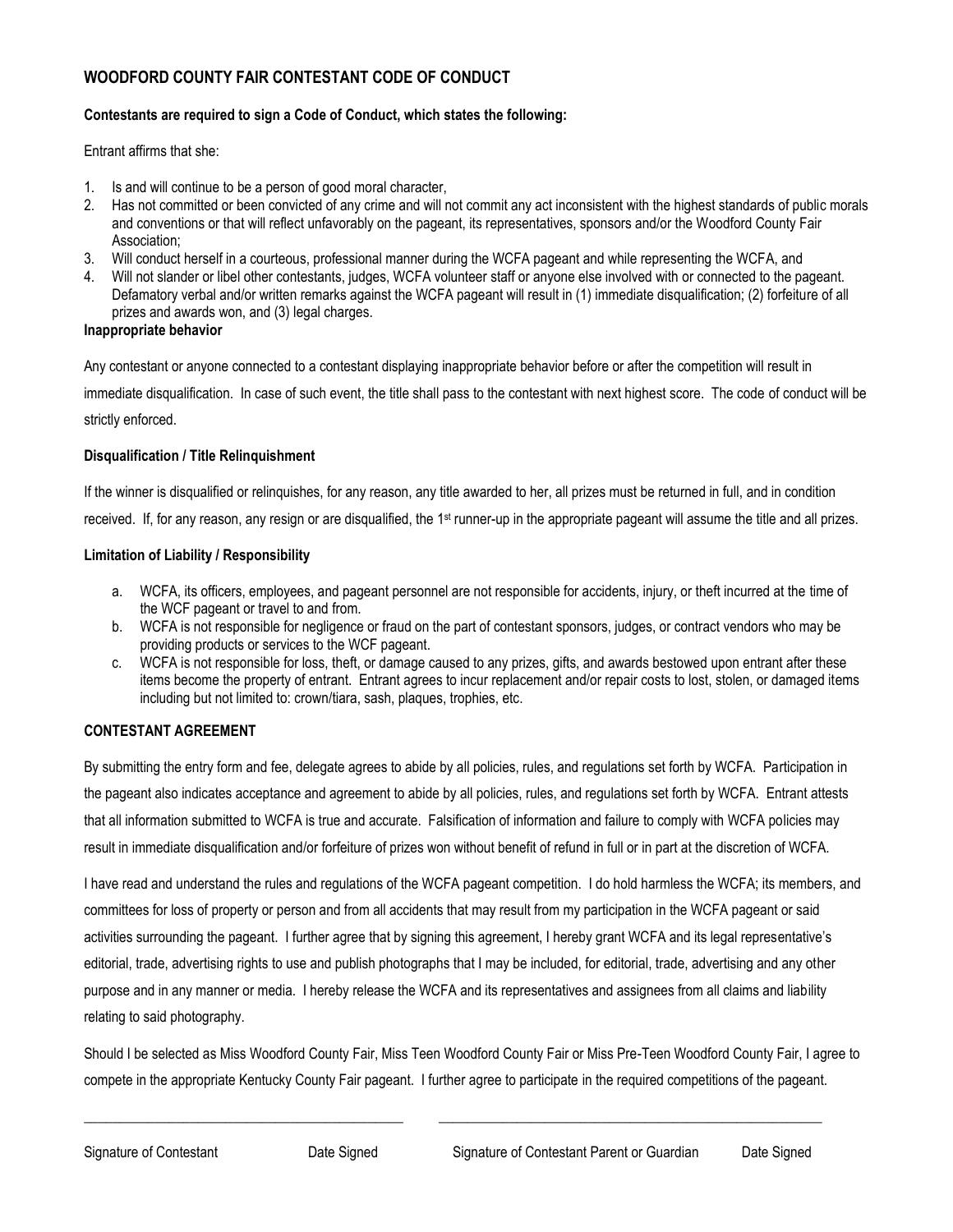## WOODFORD COUNTY FAIR CONTESTANT CODE OF CONDUCT

**Contestants are required to sign a Code of Conduct, which states the following:**

Entrant affirms that she:

1. Is and will continue to be a person of good moral character,
2. Has not committed or been convicted of any crime and will not commit any act inconsistent with the highest standards of public morals and conventions or that will reflect unfavorably on the pageant, its representatives, sponsors and/or the Woodford County Fair Association;
3. Will conduct herself in a courteous, professional manner during the WCFA pageant and while representing the WCFA, and
4. Will not slander or libel other contestants, judges, WCFA volunteer staff or anyone else involved with or connected to the pageant. Defamatory verbal and/or written remarks against the WCFA pageant will result in (1) immediate disqualification; (2) forfeiture of all prizes and awards won, and (3) legal charges.

**Inappropriate behavior**

Any contestant or anyone connected to a contestant displaying inappropriate behavior before or after the competition will result in immediate disqualification. In case of such event, the title shall pass to the contestant with next highest score. The code of conduct will be strictly enforced.

**Disqualification / Title Relinquishment**

If the winner is disqualified or relinquishes, for any reason, any title awarded to her, all prizes must be returned in full, and in condition received. If, for any reason, any resign or are disqualified, the 1st runner-up in the appropriate pageant will assume the title and all prizes.

**Limitation of Liability / Responsibility**

a. WCFA, its officers, employees, and pageant personnel are not responsible for accidents, injury, or theft incurred at the time of the WCF pageant or travel to and from.
b. WCFA is not responsible for negligence or fraud on the part of contestant sponsors, judges, or contract vendors who may be providing products or services to the WCF pageant.
c. WCFA is not responsible for loss, theft, or damage caused to any prizes, gifts, and awards bestowed upon entrant after these items become the property of entrant. Entrant agrees to incur replacement and/or repair costs to lost, stolen, or damaged items including but not limited to: crown/tiara, sash, plaques, trophies, etc.

**CONTESTANT AGREEMENT**

By submitting the entry form and fee, delegate agrees to abide by all policies, rules, and regulations set forth by WCFA. Participation in the pageant also indicates acceptance and agreement to abide by all policies, rules, and regulations set forth by WCFA. Entrant attests that all information submitted to WCFA is true and accurate. Falsification of information and failure to comply with WCFA policies may result in immediate disqualification and/or forfeiture of prizes won without benefit of refund in full or in part at the discretion of WCFA.

I have read and understand the rules and regulations of the WCFA pageant competition. I do hold harmless the WCFA; its members, and committees for loss of property or person and from all accidents that may result from my participation in the WCFA pageant or said activities surrounding the pageant. I further agree that by signing this agreement, I hereby grant WCFA and its legal representative's editorial, trade, advertising rights to use and publish photographs that I may be included, for editorial, trade, advertising and any other purpose and in any manner or media. I hereby release the WCFA and its representatives and assignees from all claims and liability relating to said photography.

Should I be selected as Miss Woodford County Fair, Miss Teen Woodford County Fair or Miss Pre-Teen Woodford County Fair, I agree to compete in the appropriate Kentucky County Fair pageant. I further agree to participate in the required competitions of the pageant.

\_\_\_\_\_\_\_\_\_\_\_\_\_\_\_\_\_\_\_\_\_\_\_\_\_\_\_\_\_\_\_\_\_\_\_\_\_\_\_\_ \_\_\_\_\_\_\_\_\_\_\_\_\_\_\_\_\_\_\_\_\_\_\_\_\_\_\_\_\_\_\_\_\_\_\_\_\_\_\_\_\_\_\_\_\_\_\_\_

Signature of Contestant Date Signed Signature of Contestant Parent or Guardian Date Signed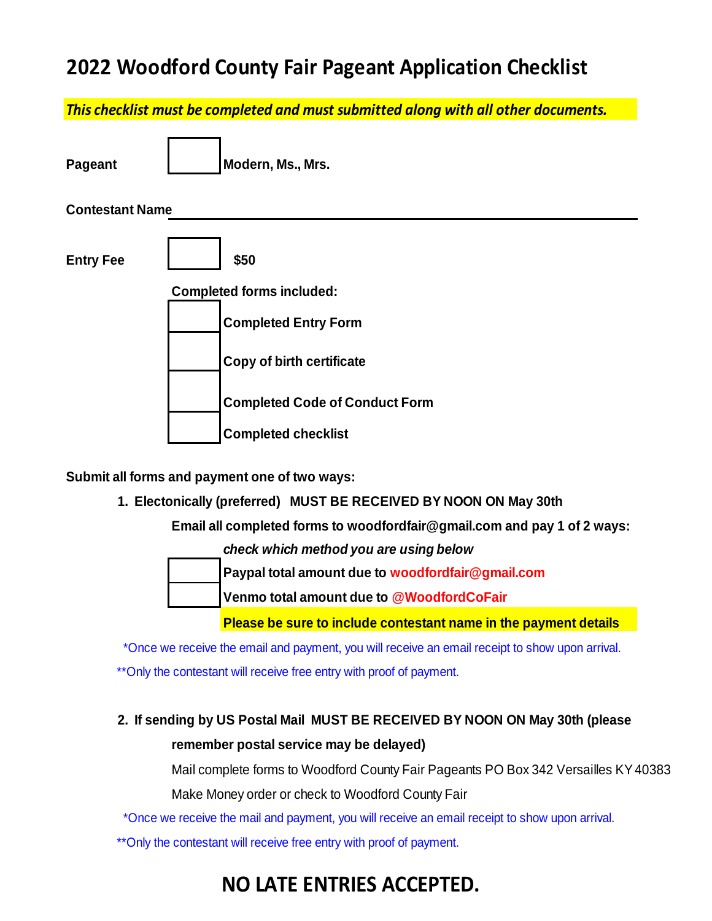# 2022 Woodford County Fair Pageant Application Checklist

***This checklist must be completed and must submitted along with all other documents.***

**Pageant** ☐ **Modern, Ms., Mrs.**

**Contestant Name** ______________________________

**Entry Fee** ☐ **$50**

**Completed forms included:**

- ☐ **Completed Entry Form**
- ☐ **Copy of birth certificate**
- ☐ **Completed Code of Conduct Form**
- ☐ **Completed checklist**

**Submit all forms and payment one of two ways:**

1. **Electonically (preferred) MUST BE RECEIVED BY NOON ON May 30th**

   **Email all completed forms to woodfordfair@gmail.com and pay 1 of 2 ways:**

   ***check which method you are using below***

   - ☐ **Paypal total amount due to woodfordfair@gmail.com**
   - ☐ **Venmo total amount due to @WoodfordCoFair**

   **Please be sure to include contestant name in the payment details**

   *Once we receive the email and payment, you will receive an email receipt to show upon arrival.

   **Only the contestant will receive free entry with proof of payment.

2. **If sending by US Postal Mail MUST BE RECEIVED BY NOON ON May 30th (please remember postal service may be delayed)**

   Mail complete forms to Woodford County Fair Pageants PO Box 342 Versailles KY 40383

   Make Money order or check to Woodford County Fair

   *Once we receive the mail and payment, you will receive an email receipt to show upon arrival.

   **Only the contestant will receive free entry with proof of payment.

## NO LATE ENTRIES ACCEPTED.